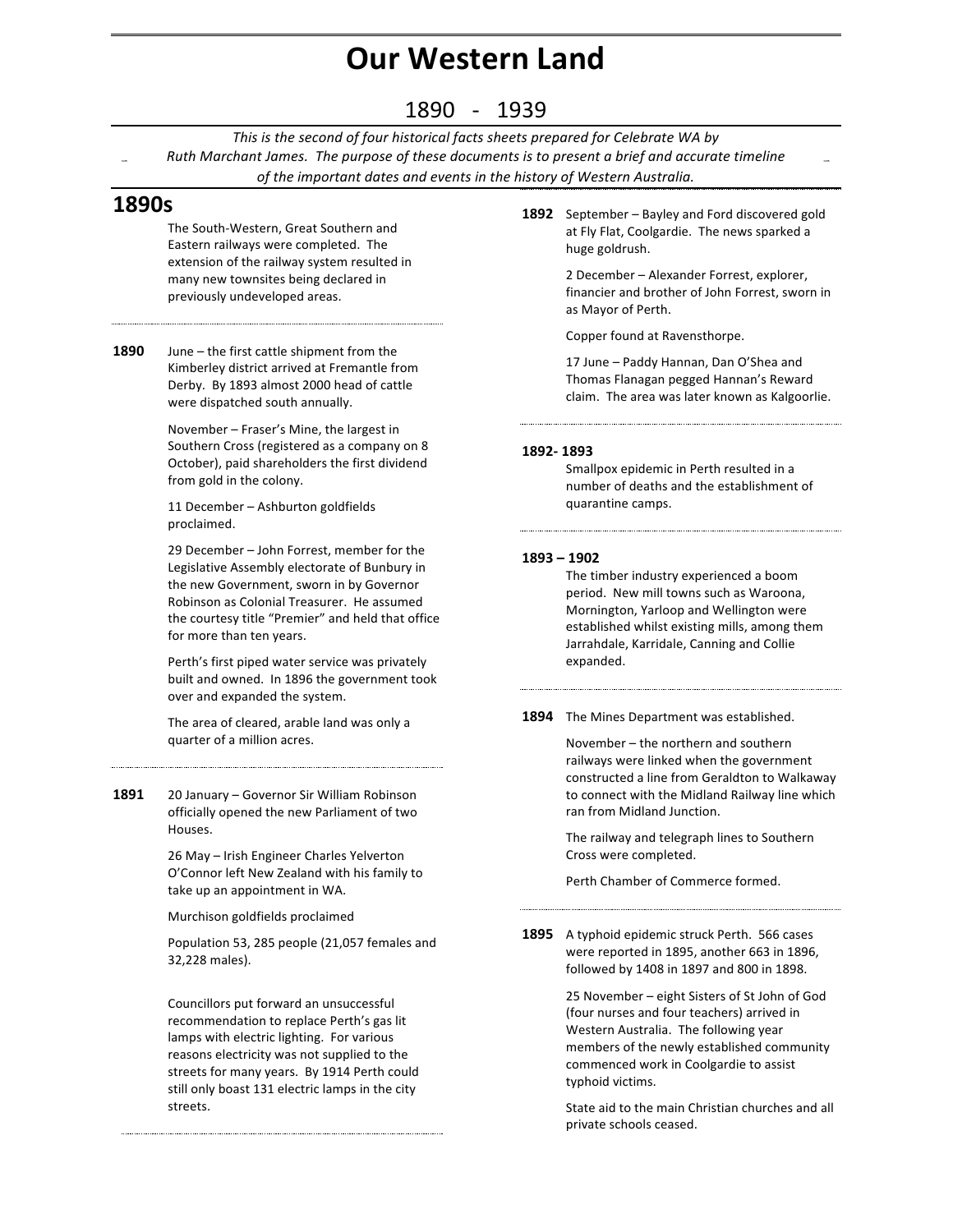# Our Western Land

## 1890 - 1939

*This is the second of four historical facts sheets prepared for Celebrate WA by Ruth Marchant James. The purpose of these documents is to present a brief and accurate timeline of the important dates and events in the history of Western Australia.*

## 1890s

The South-Western, Great Southern and Eastern railways were completed. The extension of the railway system resulted in many new townsites being declared in previously undeveloped areas.

**1890** June – the first cattle shipment from the Kimberley district arrived at Fremantle from Derby. By 1893 almost 2000 head of cattle were dispatched south annually.

November – Fraser's Mine, the largest in Southern Cross (registered as a company on 8 October), paid shareholders the first dividend from gold in the colony.

11 December – Ashburton goldfields proclaimed.

29 December – John Forrest, member for the Legislative Assembly electorate of Bunbury in the new Government, sworn in by Governor Robinson as Colonial Treasurer. He assumed the courtesy title "Premier" and held that office for more than ten years.

Perth's first piped water service was privately built and owned. In 1896 the government took over and expanded the system.

The area of cleared, arable land was only a quarter of a million acres.

**1891** 20 January – Governor Sir William Robinson officially opened the new Parliament of two Houses.

26 May – Irish Engineer Charles Yelverton O'Connor left New Zealand with his family to take up an appointment in WA.

Murchison goldfields proclaimed

Population 53, 285 people (21,057 females and 32,228 males).

Councillors put forward an unsuccessful recommendation to replace Perth's gas lit lamps with electric lighting. For various reasons electricity was not supplied to the streets for many years. By 1914 Perth could still only boast 131 electric lamps in the city streets.

**1892** September – Bayley and Ford discovered gold at Fly Flat, Coolgardie. The news sparked a huge goldrush.

2 December – Alexander Forrest, explorer, financier and brother of John Forrest, sworn in as Mayor of Perth.

Copper found at Ravensthorpe.

17 June – Paddy Hannan, Dan O'Shea and Thomas Flanagan pegged Hannan's Reward claim. The area was later known as Kalgoorlie.

**1892- 1893**

Smallpox epidemic in Perth resulted in a number of deaths and the establishment of quarantine camps.

**1893 – 1902**

The timber industry experienced a boom period. New mill towns such as Waroona, Mornington, Yarloop and Wellington were established whilst existing mills, among them Jarrahdale, Karridale, Canning and Collie expanded.

**1894** The Mines Department was established.

November – the northern and southern railways were linked when the government constructed a line from Geraldton to Walkaway to connect with the Midland Railway line which ran from Midland Junction.

The railway and telegraph lines to Southern Cross were completed.

Perth Chamber of Commerce formed.

**1895** A typhoid epidemic struck Perth. 566 cases were reported in 1895, another 663 in 1896, followed by 1408 in 1897 and 800 in 1898.

25 November – eight Sisters of St John of God (four nurses and four teachers) arrived in Western Australia. The following year members of the newly established community commenced work in Coolgardie to assist typhoid victims.

State aid to the main Christian churches and all private schools ceased.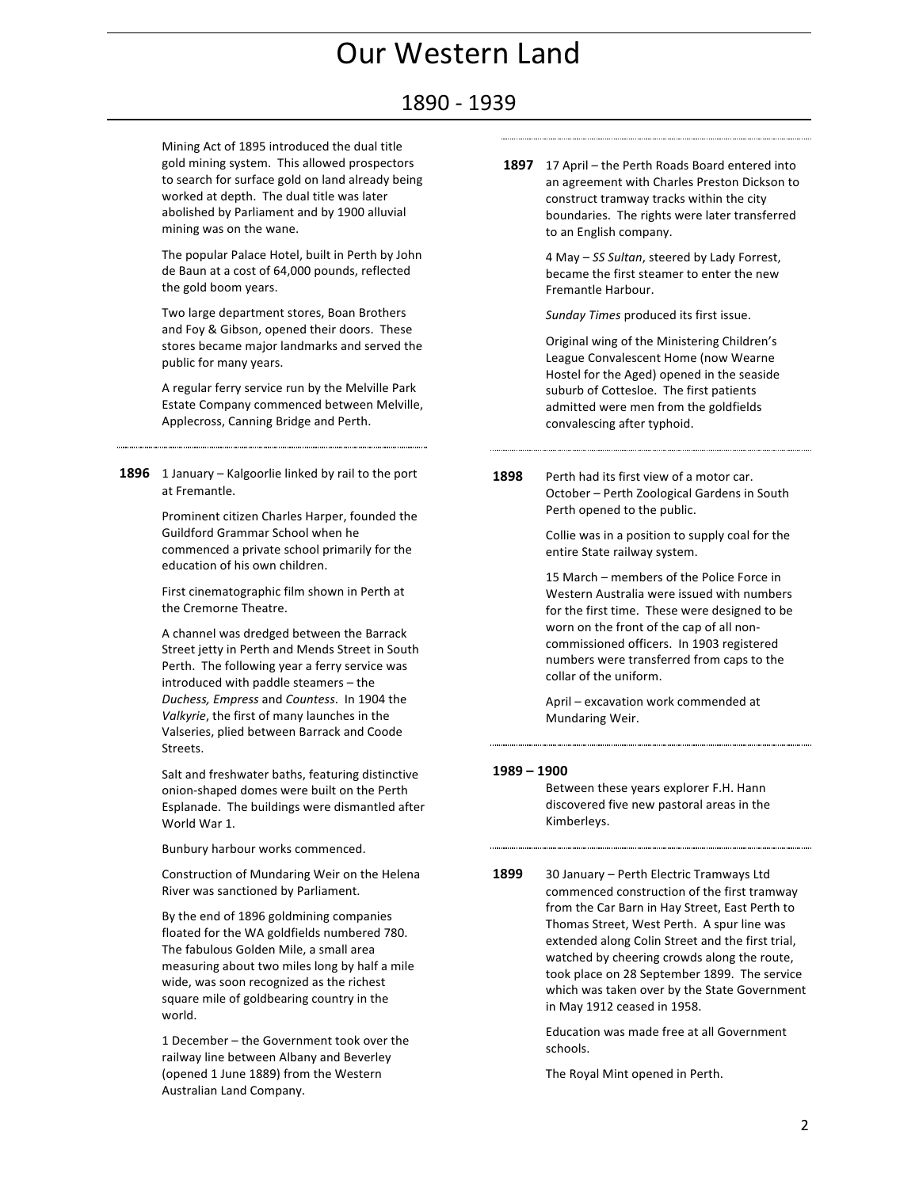Mining Act of 1895 introduced the dual title gold mining system. This allowed prospectors to search for surface gold on land already being worked at depth. The dual title was later abolished by Parliament and by 1900 alluvial mining was on the wane.

The popular Palace Hotel, built in Perth by John de Baun at a cost of 64,000 pounds, reflected the gold boom years.

Two large department stores, Boan Brothers and Foy & Gibson, opened their doors. These stores became major landmarks and served the public for many years.

A regular ferry service run by the Melville Park Estate Company commenced between Melville, Applecross, Canning Bridge and Perth.

---

**1896** 1 January – Kalgoorlie linked by rail to the port at Fremantle.

Prominent citizen Charles Harper, founded the Guildford Grammar School when he commenced a private school primarily for the education of his own children.

First cinematographic film shown in Perth at the Cremorne Theatre.

A channel was dredged between the Barrack Street jetty in Perth and Mends Street in South Perth. The following year a ferry service was introduced with paddle steamers – the *Duchess, Empress* and *Countess*. In 1904 the *Valkyrie*, the first of many launches in the Valseries, plied between Barrack and Coode Streets.

Salt and freshwater baths, featuring distinctive onion-shaped domes were built on the Perth Esplanade. The buildings were dismantled after World War 1.

Bunbury harbour works commenced.

Construction of Mundaring Weir on the Helena River was sanctioned by Parliament.

By the end of 1896 goldmining companies floated for the WA goldfields numbered 780. The fabulous Golden Mile, a small area measuring about two miles long by half a mile wide, was soon recognized as the richest square mile of goldbearing country in the world.

1 December – the Government took over the railway line between Albany and Beverley (opened 1 June 1889) from the Western Australian Land Company.

---

**1897** 17 April – the Perth Roads Board entered into an agreement with Charles Preston Dickson to construct tramway tracks within the city boundaries. The rights were later transferred to an English company.

4 May – *SS Sultan*, steered by Lady Forrest, became the first steamer to enter the new Fremantle Harbour.

*Sunday Times* produced its first issue.

Original wing of the Ministering Children's League Convalescent Home (now Wearne Hostel for the Aged) opened in the seaside suburb of Cottesloe. The first patients admitted were men from the goldfields convalescing after typhoid.

---

**1898** Perth had its first view of a motor car. October – Perth Zoological Gardens in South Perth opened to the public.

Collie was in a position to supply coal for the entire State railway system.

15 March – members of the Police Force in Western Australia were issued with numbers for the first time. These were designed to be worn on the front of the cap of all non-commissioned officers. In 1903 registered numbers were transferred from caps to the collar of the uniform.

April – excavation work commended at Mundaring Weir.

---

**1989 – 1900**

Between these years explorer F.H. Hann discovered five new pastoral areas in the Kimberleys.

---

**1899** 30 January – Perth Electric Tramways Ltd commenced construction of the first tramway from the Car Barn in Hay Street, East Perth to Thomas Street, West Perth. A spur line was extended along Colin Street and the first trial, watched by cheering crowds along the route, took place on 28 September 1899. The service which was taken over by the State Government in May 1912 ceased in 1958.

Education was made free at all Government schools.

The Royal Mint opened in Perth.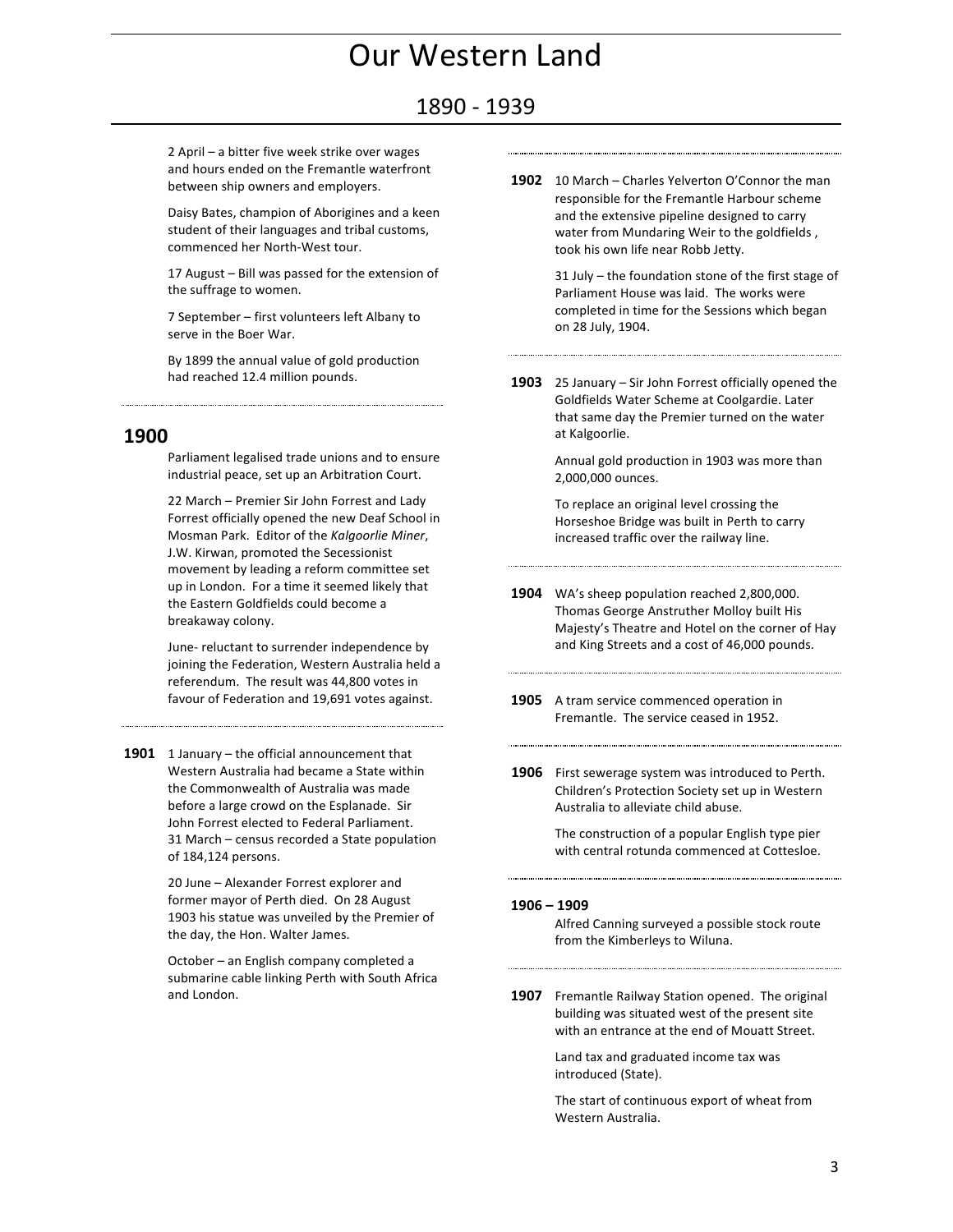2 April – a bitter five week strike over wages and hours ended on the Fremantle waterfront between ship owners and employers.

Daisy Bates, champion of Aborigines and a keen student of their languages and tribal customs, commenced her North-West tour.

17 August – Bill was passed for the extension of the suffrage to women.

7 September – first volunteers left Albany to serve in the Boer War.

By 1899 the annual value of gold production had reached 12.4 million pounds.

## 1900

Parliament legalised trade unions and to ensure industrial peace, set up an Arbitration Court.

22 March – Premier Sir John Forrest and Lady Forrest officially opened the new Deaf School in Mosman Park. Editor of the *Kalgoorlie Miner*, J.W. Kirwan, promoted the Secessionist movement by leading a reform committee set up in London. For a time it seemed likely that the Eastern Goldfields could become a breakaway colony.

June- reluctant to surrender independence by joining the Federation, Western Australia held a referendum. The result was 44,800 votes in favour of Federation and 19,691 votes against.

**1901** 1 January – the official announcement that Western Australia had became a State within the Commonwealth of Australia was made before a large crowd on the Esplanade. Sir John Forrest elected to Federal Parliament. 31 March – census recorded a State population of 184,124 persons.

20 June – Alexander Forrest explorer and former mayor of Perth died. On 28 August 1903 his statue was unveiled by the Premier of the day, the Hon. Walter James.

October – an English company completed a submarine cable linking Perth with South Africa and London.

**1902** 10 March – Charles Yelverton O'Connor the man responsible for the Fremantle Harbour scheme and the extensive pipeline designed to carry water from Mundaring Weir to the goldfields , took his own life near Robb Jetty.

31 July – the foundation stone of the first stage of Parliament House was laid. The works were completed in time for the Sessions which began on 28 July, 1904.

**1903** 25 January – Sir John Forrest officially opened the Goldfields Water Scheme at Coolgardie. Later that same day the Premier turned on the water at Kalgoorlie.

Annual gold production in 1903 was more than 2,000,000 ounces.

To replace an original level crossing the Horseshoe Bridge was built in Perth to carry increased traffic over the railway line.

**1904** WA's sheep population reached 2,800,000. Thomas George Anstruther Molloy built His Majesty's Theatre and Hotel on the corner of Hay and King Streets and a cost of 46,000 pounds.

**1905** A tram service commenced operation in Fremantle. The service ceased in 1952.

**1906** First sewerage system was introduced to Perth. Children's Protection Society set up in Western Australia to alleviate child abuse.

The construction of a popular English type pier with central rotunda commenced at Cottesloe.

**1906 – 1909**

Alfred Canning surveyed a possible stock route from the Kimberleys to Wiluna.

**1907** Fremantle Railway Station opened. The original building was situated west of the present site with an entrance at the end of Mouatt Street.

Land tax and graduated income tax was introduced (State).

The start of continuous export of wheat from Western Australia.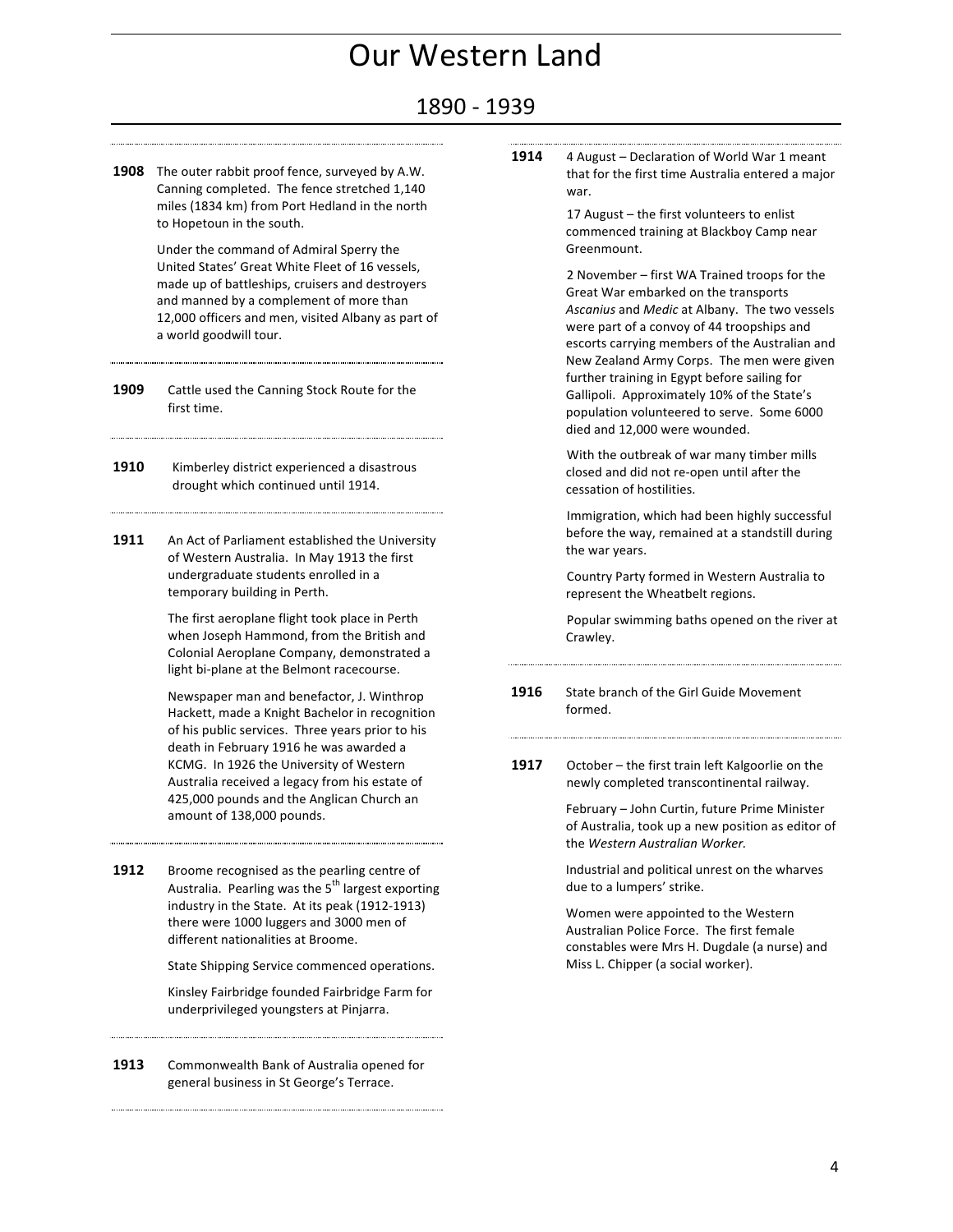# Our Western Land

## 1890 - 1939

**1908** The outer rabbit proof fence, surveyed by A.W. Canning completed. The fence stretched 1,140 miles (1834 km) from Port Hedland in the north to Hopetoun in the south.

Under the command of Admiral Sperry the United States' Great White Fleet of 16 vessels, made up of battleships, cruisers and destroyers and manned by a complement of more than 12,000 officers and men, visited Albany as part of a world goodwill tour.

**1909** Cattle used the Canning Stock Route for the first time.

**1910** Kimberley district experienced a disastrous drought which continued until 1914.

**1911** An Act of Parliament established the University of Western Australia. In May 1913 the first undergraduate students enrolled in a temporary building in Perth.

The first aeroplane flight took place in Perth when Joseph Hammond, from the British and Colonial Aeroplane Company, demonstrated a light bi-plane at the Belmont racecourse.

Newspaper man and benefactor, J. Winthrop Hackett, made a Knight Bachelor in recognition of his public services. Three years prior to his death in February 1916 he was awarded a KCMG. In 1926 the University of Western Australia received a legacy from his estate of 425,000 pounds and the Anglican Church an amount of 138,000 pounds.

**1912** Broome recognised as the pearling centre of Australia. Pearling was the 5th largest exporting industry in the State. At its peak (1912-1913) there were 1000 luggers and 3000 men of different nationalities at Broome.

State Shipping Service commenced operations.

Kinsley Fairbridge founded Fairbridge Farm for underprivileged youngsters at Pinjarra.

**1913** Commonwealth Bank of Australia opened for general business in St George's Terrace.

**1914** 4 August – Declaration of World War 1 meant that for the first time Australia entered a major war.

17 August – the first volunteers to enlist commenced training at Blackboy Camp near Greenmount.

2 November – first WA Trained troops for the Great War embarked on the transports *Ascanius* and *Medic* at Albany. The two vessels were part of a convoy of 44 troopships and escorts carrying members of the Australian and New Zealand Army Corps. The men were given further training in Egypt before sailing for Gallipoli. Approximately 10% of the State's population volunteered to serve. Some 6000 died and 12,000 were wounded.

With the outbreak of war many timber mills closed and did not re-open until after the cessation of hostilities.

Immigration, which had been highly successful before the way, remained at a standstill during the war years.

Country Party formed in Western Australia to represent the Wheatbelt regions.

Popular swimming baths opened on the river at Crawley.

**1916** State branch of the Girl Guide Movement formed.

**1917** October – the first train left Kalgoorlie on the newly completed transcontinental railway.

February – John Curtin, future Prime Minister of Australia, took up a new position as editor of the *Western Australian Worker.*

Industrial and political unrest on the wharves due to a lumpers' strike.

Women were appointed to the Western Australian Police Force. The first female constables were Mrs H. Dugdale (a nurse) and Miss L. Chipper (a social worker).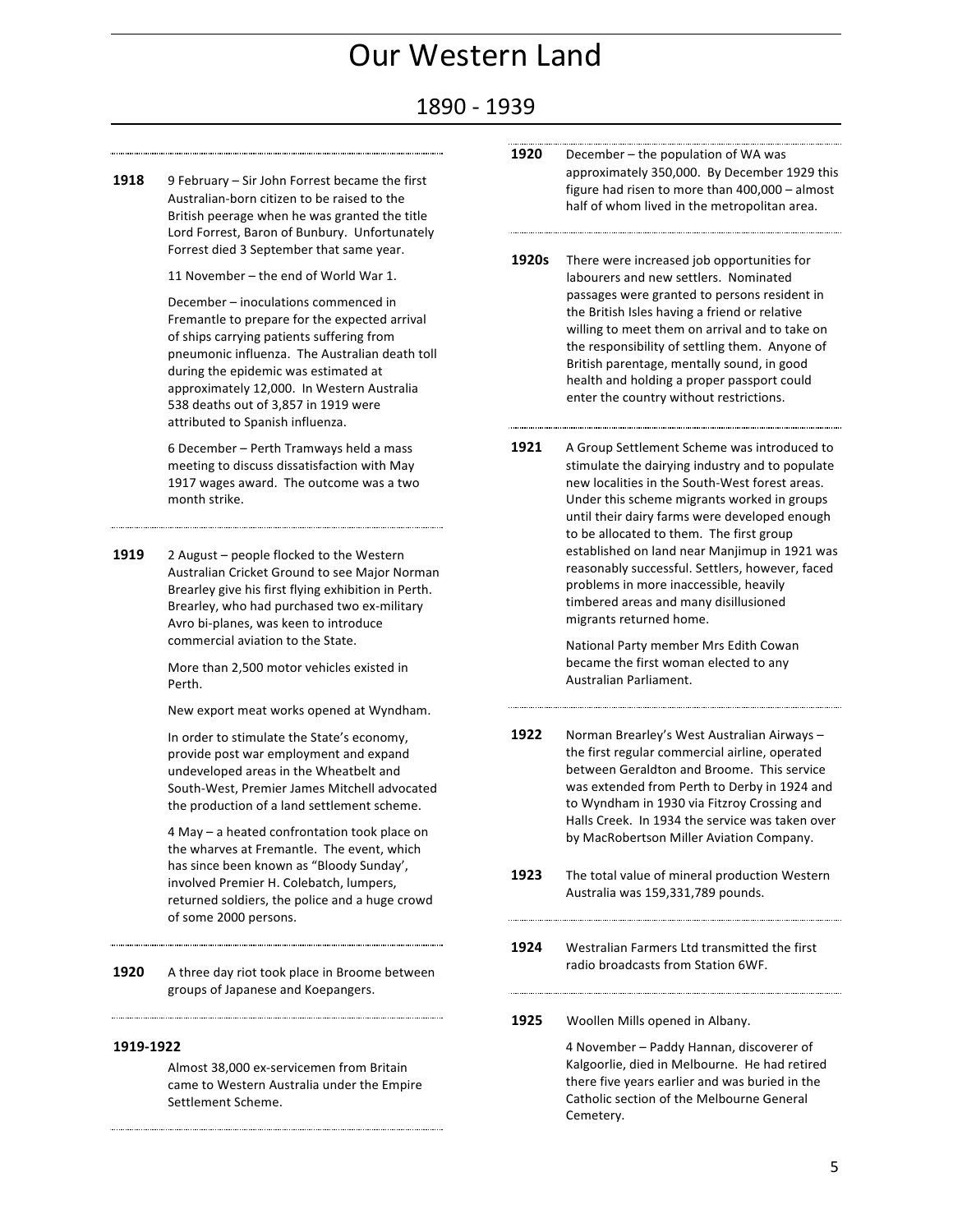# Our Western Land

## 1890 - 1939

**1918** 9 February – Sir John Forrest became the first Australian-born citizen to be raised to the British peerage when he was granted the title Lord Forrest, Baron of Bunbury. Unfortunately Forrest died 3 September that same year.

11 November – the end of World War 1.

December – inoculations commenced in Fremantle to prepare for the expected arrival of ships carrying patients suffering from pneumonic influenza. The Australian death toll during the epidemic was estimated at approximately 12,000. In Western Australia 538 deaths out of 3,857 in 1919 were attributed to Spanish influenza.

6 December – Perth Tramways held a mass meeting to discuss dissatisfaction with May 1917 wages award. The outcome was a two month strike.

**1919** 2 August – people flocked to the Western Australian Cricket Ground to see Major Norman Brearley give his first flying exhibition in Perth. Brearley, who had purchased two ex-military Avro bi-planes, was keen to introduce commercial aviation to the State.

More than 2,500 motor vehicles existed in Perth.

New export meat works opened at Wyndham.

In order to stimulate the State's economy, provide post war employment and expand undeveloped areas in the Wheatbelt and South-West, Premier James Mitchell advocated the production of a land settlement scheme.

4 May – a heated confrontation took place on the wharves at Fremantle. The event, which has since been known as "Bloody Sunday', involved Premier H. Colebatch, lumpers, returned soldiers, the police and a huge crowd of some 2000 persons.

**1920** A three day riot took place in Broome between groups of Japanese and Koepangers.

**1919-1922**

Almost 38,000 ex-servicemen from Britain came to Western Australia under the Empire Settlement Scheme.

**1920** December – the population of WA was approximately 350,000. By December 1929 this figure had risen to more than 400,000 – almost half of whom lived in the metropolitan area.

**1920s** There were increased job opportunities for labourers and new settlers. Nominated passages were granted to persons resident in the British Isles having a friend or relative willing to meet them on arrival and to take on the responsibility of settling them. Anyone of British parentage, mentally sound, in good health and holding a proper passport could enter the country without restrictions.

**1921** A Group Settlement Scheme was introduced to stimulate the dairying industry and to populate new localities in the South-West forest areas. Under this scheme migrants worked in groups until their dairy farms were developed enough to be allocated to them. The first group established on land near Manjimup in 1921 was reasonably successful. Settlers, however, faced problems in more inaccessible, heavily timbered areas and many disillusioned migrants returned home.

National Party member Mrs Edith Cowan became the first woman elected to any Australian Parliament.

**1922** Norman Brearley's West Australian Airways – the first regular commercial airline, operated between Geraldton and Broome. This service was extended from Perth to Derby in 1924 and to Wyndham in 1930 via Fitzroy Crossing and Halls Creek. In 1934 the service was taken over by MacRobertson Miller Aviation Company.

**1923** The total value of mineral production Western Australia was 159,331,789 pounds.

**1924** Westralian Farmers Ltd transmitted the first radio broadcasts from Station 6WF.

**1925** Woollen Mills opened in Albany.

4 November – Paddy Hannan, discoverer of Kalgoorlie, died in Melbourne. He had retired there five years earlier and was buried in the Catholic section of the Melbourne General Cemetery.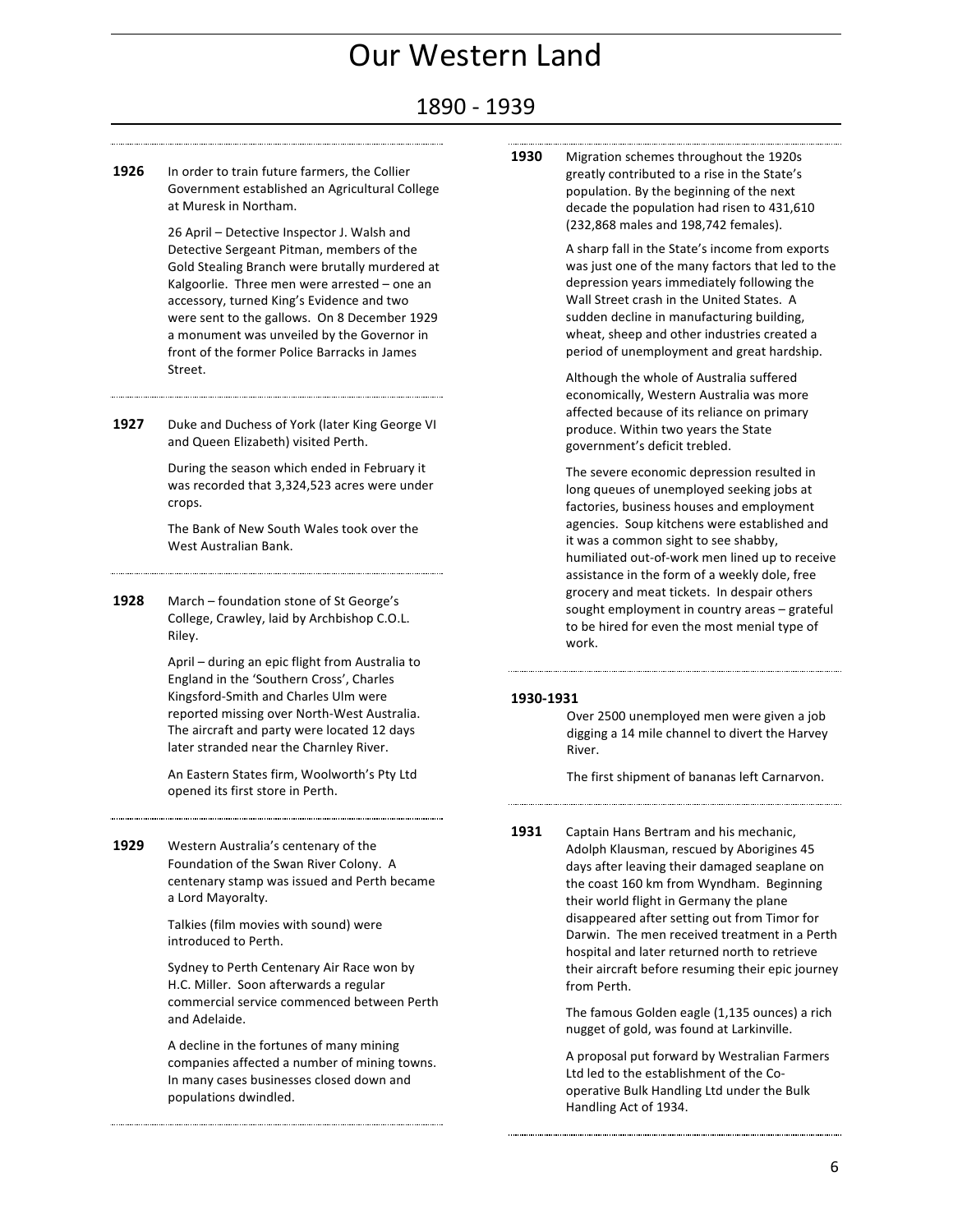# Our Western Land

## 1890 - 1939

**1926** In order to train future farmers, the Collier Government established an Agricultural College at Muresk in Northam.

26 April – Detective Inspector J. Walsh and Detective Sergeant Pitman, members of the Gold Stealing Branch were brutally murdered at Kalgoorlie. Three men were arrested – one an accessory, turned King's Evidence and two were sent to the gallows. On 8 December 1929 a monument was unveiled by the Governor in front of the former Police Barracks in James Street.

**1927** Duke and Duchess of York (later King George VI and Queen Elizabeth) visited Perth.

During the season which ended in February it was recorded that 3,324,523 acres were under crops.

The Bank of New South Wales took over the West Australian Bank.

**1928** March – foundation stone of St George's College, Crawley, laid by Archbishop C.O.L. Riley.

April – during an epic flight from Australia to England in the 'Southern Cross', Charles Kingsford-Smith and Charles Ulm were reported missing over North-West Australia. The aircraft and party were located 12 days later stranded near the Charnley River.

An Eastern States firm, Woolworth's Pty Ltd opened its first store in Perth.

**1929** Western Australia's centenary of the Foundation of the Swan River Colony. A centenary stamp was issued and Perth became a Lord Mayoralty.

Talkies (film movies with sound) were introduced to Perth.

Sydney to Perth Centenary Air Race won by H.C. Miller. Soon afterwards a regular commercial service commenced between Perth and Adelaide.

A decline in the fortunes of many mining companies affected a number of mining towns. In many cases businesses closed down and populations dwindled.

**1930** Migration schemes throughout the 1920s greatly contributed to a rise in the State's population. By the beginning of the next decade the population had risen to 431,610 (232,868 males and 198,742 females).

A sharp fall in the State's income from exports was just one of the many factors that led to the depression years immediately following the Wall Street crash in the United States. A sudden decline in manufacturing building, wheat, sheep and other industries created a period of unemployment and great hardship.

Although the whole of Australia suffered economically, Western Australia was more affected because of its reliance on primary produce. Within two years the State government's deficit trebled.

The severe economic depression resulted in long queues of unemployed seeking jobs at factories, business houses and employment agencies. Soup kitchens were established and it was a common sight to see shabby, humiliated out-of-work men lined up to receive assistance in the form of a weekly dole, free grocery and meat tickets. In despair others sought employment in country areas – grateful to be hired for even the most menial type of work.

**1930-1931**

Over 2500 unemployed men were given a job digging a 14 mile channel to divert the Harvey River.

The first shipment of bananas left Carnarvon.

**1931** Captain Hans Bertram and his mechanic, Adolph Klausman, rescued by Aborigines 45 days after leaving their damaged seaplane on the coast 160 km from Wyndham. Beginning their world flight in Germany the plane disappeared after setting out from Timor for Darwin. The men received treatment in a Perth hospital and later returned north to retrieve their aircraft before resuming their epic journey from Perth.

The famous Golden eagle (1,135 ounces) a rich nugget of gold, was found at Larkinville.

A proposal put forward by Westralian Farmers Ltd led to the establishment of the Co-operative Bulk Handling Ltd under the Bulk Handling Act of 1934.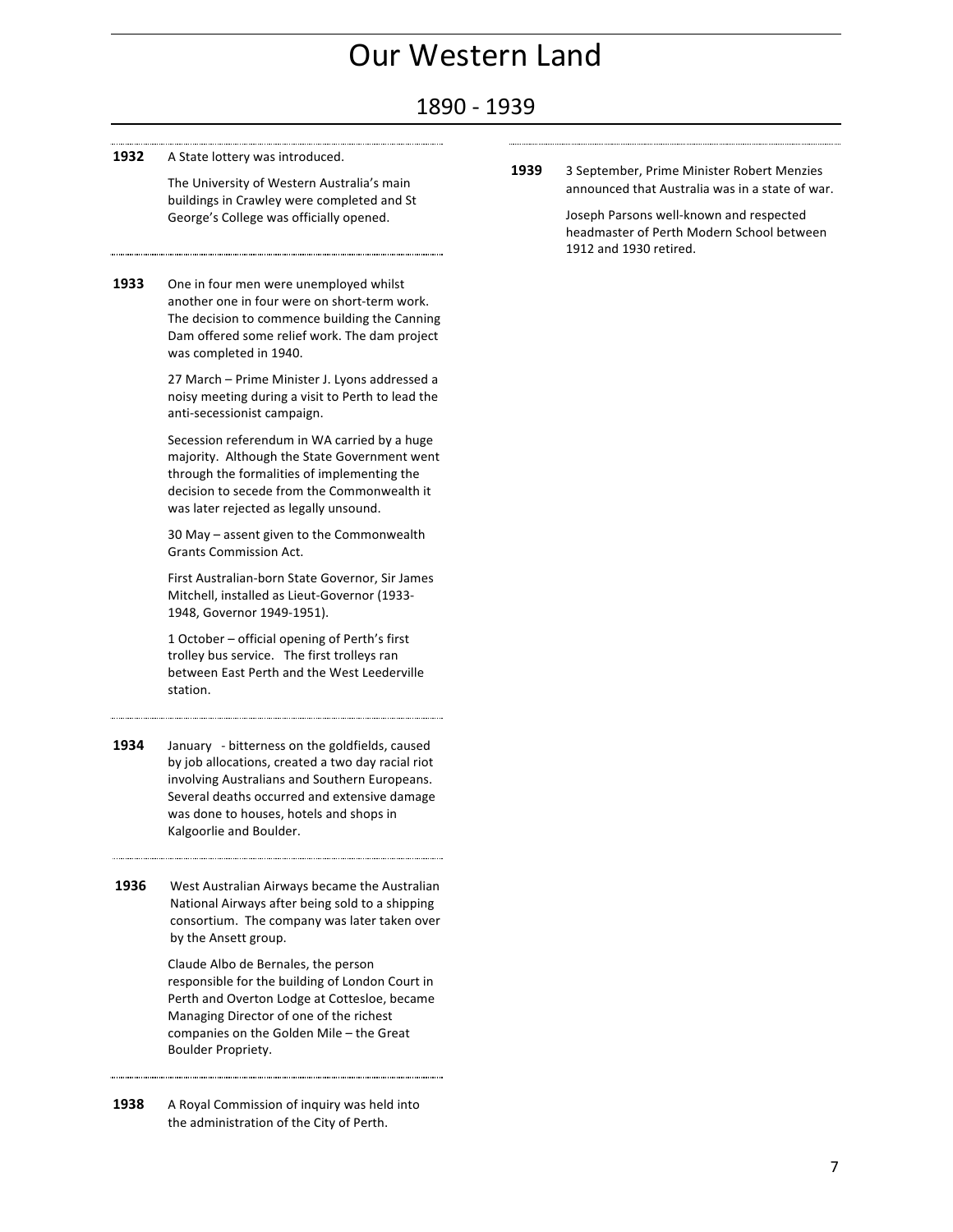# Our Western Land

## 1890 - 1939

**1932** A State lottery was introduced.

The University of Western Australia's main buildings in Crawley were completed and St George's College was officially opened.

**1933** One in four men were unemployed whilst another one in four were on short-term work. The decision to commence building the Canning Dam offered some relief work. The dam project was completed in 1940.

27 March – Prime Minister J. Lyons addressed a noisy meeting during a visit to Perth to lead the anti-secessionist campaign.

Secession referendum in WA carried by a huge majority. Although the State Government went through the formalities of implementing the decision to secede from the Commonwealth it was later rejected as legally unsound.

30 May – assent given to the Commonwealth Grants Commission Act.

First Australian-born State Governor, Sir James Mitchell, installed as Lieut-Governor (1933-1948, Governor 1949-1951).

1 October – official opening of Perth's first trolley bus service. The first trolleys ran between East Perth and the West Leederville station.

**1934** January - bitterness on the goldfields, caused by job allocations, created a two day racial riot involving Australians and Southern Europeans. Several deaths occurred and extensive damage was done to houses, hotels and shops in Kalgoorlie and Boulder.

**1936** West Australian Airways became the Australian National Airways after being sold to a shipping consortium. The company was later taken over by the Ansett group.

Claude Albo de Bernales, the person responsible for the building of London Court in Perth and Overton Lodge at Cottesloe, became Managing Director of one of the richest companies on the Golden Mile – the Great Boulder Propriety.

**1938** A Royal Commission of inquiry was held into the administration of the City of Perth.

**1939** 3 September, Prime Minister Robert Menzies announced that Australia was in a state of war.

Joseph Parsons well-known and respected headmaster of Perth Modern School between 1912 and 1930 retired.